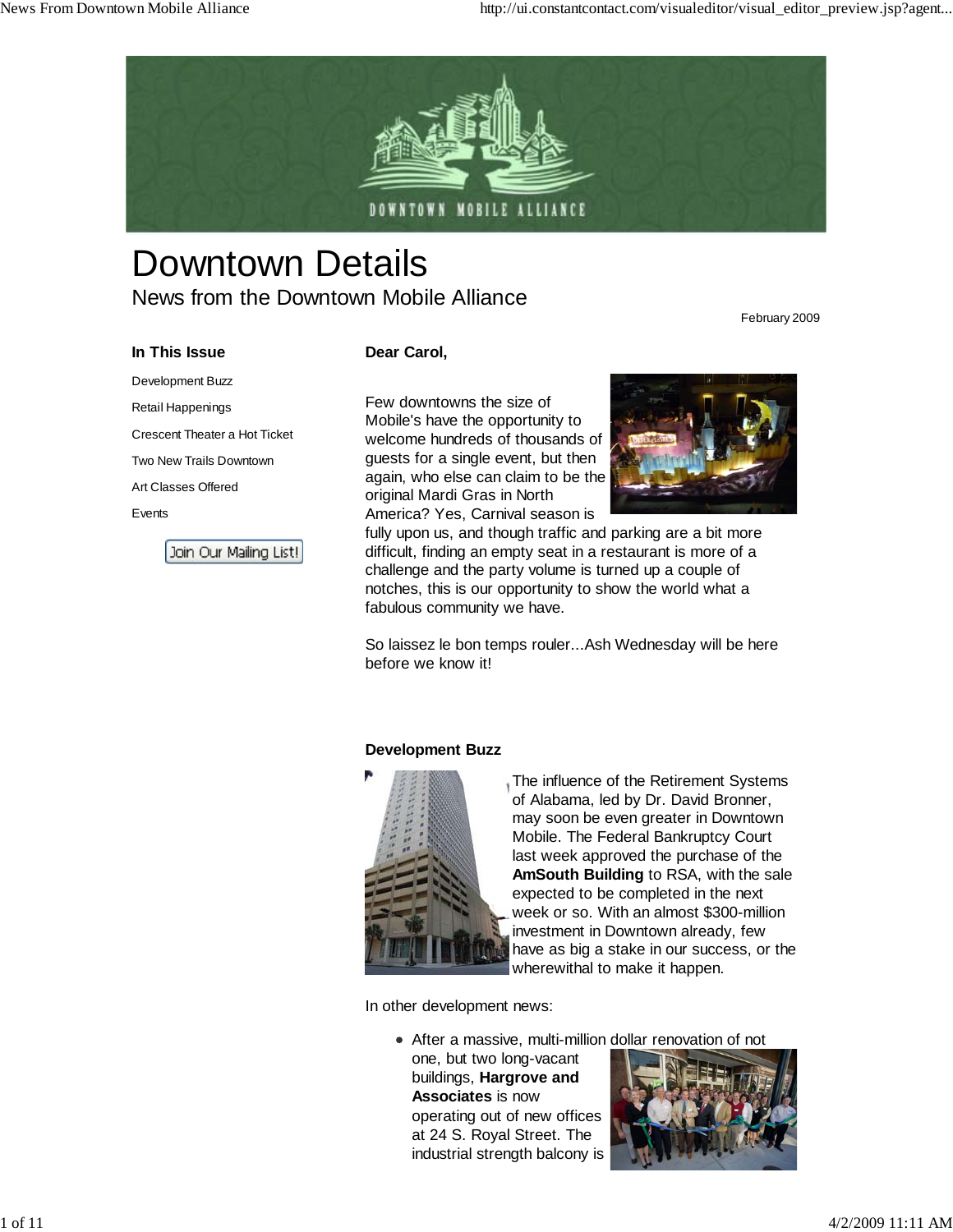# Downtown Details

## News from the Downtown Mobile Alliance

February 2009

**In This Issue**

- Development Buzz
- Retail Happenings
- Crescent Theater a Hot Ticket
- Two New Trails Downtown
- Art Classes Offered
- Events

Join Our Mailing List!

**Dear Carol,**

Few downtowns the size of Mobile's have the opportunity to welcome hundreds of thousands of guests for a single event, but then again, who else can claim to be the original Mardi Gras in North America? Yes, Carnival season is fully upon us, and though traffic and parking are a bit more difficult, finding an empty seat in a restaurant is more of a challenge and the party volume is turned up a couple of notches, this is our opportunity to show the world what a fabulous community we have.

So laissez le bon temps rouler...Ash Wednesday will be here before we know it!

### Development Buzz

The influence of the Retirement Systems of Alabama, led by Dr. David Bronner, may soon be even greater in Downtown Mobile. The Federal Bankruptcy Court last week approved the purchase of the **AmSouth Building** to RSA, with the sale expected to be completed in the next week or so. With an almost $300-million investment in Downtown already, few have as big a stake in our success, or the wherewithal to make it happen.

In other development news:

- After a massive, multi-million dollar renovation of not one, but two long-vacant buildings, **Hargrove and Associates** is now operating out of new offices at 24 S. Royal Street. The industrial strength balcony is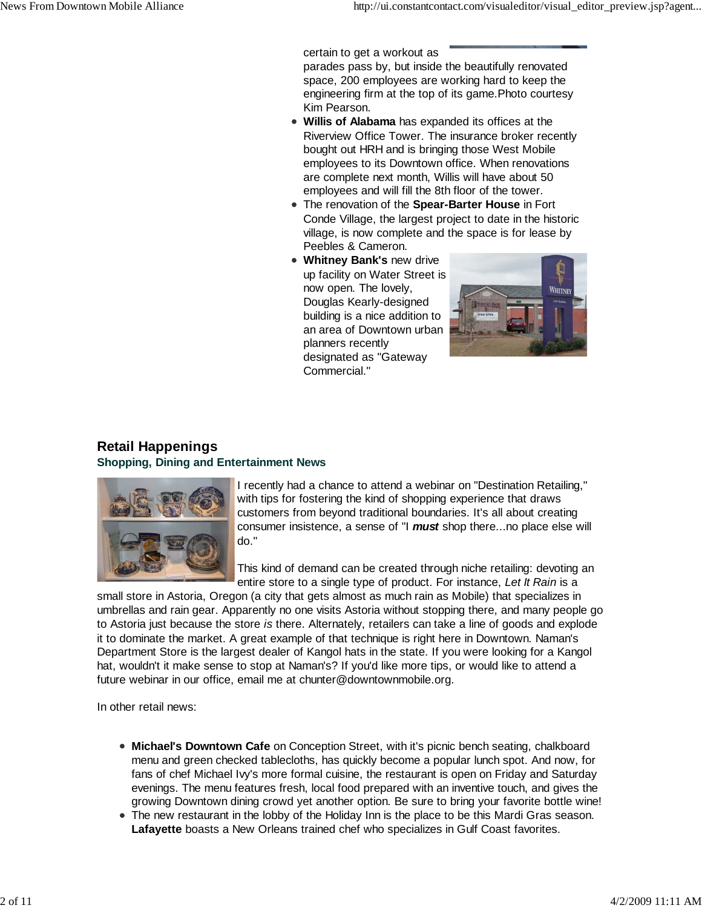certain to get a workout as parades pass by, but inside the beautifully renovated space, 200 employees are working hard to keep the engineering firm at the top of its game.Photo courtesy Kim Pearson.

- **Willis of Alabama** has expanded its offices at the Riverview Office Tower. The insurance broker recently bought out HRH and is bringing those West Mobile employees to its Downtown office. When renovations are complete next month, Willis will have about 50 employees and will fill the 8th floor of the tower.
- The renovation of the **Spear-Barter House** in Fort Conde Village, the largest project to date in the historic village, is now complete and the space is for lease by Peebles & Cameron.
- **Whitney Bank's** new drive up facility on Water Street is now open. The lovely, Douglas Kearly-designed building is a nice addition to an area of Downtown urban planners recently designated as "Gateway Commercial."

## Retail Happenings

### Shopping, Dining and Entertainment News

I recently had a chance to attend a webinar on "Destination Retailing," with tips for fostering the kind of shopping experience that draws customers from beyond traditional boundaries. It's all about creating consumer insistence, a sense of "I ***must*** shop there...no place else will do."

This kind of demand can be created through niche retailing: devoting an entire store to a single type of product. For instance, *Let It Rain* is a small store in Astoria, Oregon (a city that gets almost as much rain as Mobile) that specializes in umbrellas and rain gear. Apparently no one visits Astoria without stopping there, and many people go to Astoria just because the store *is* there. Alternately, retailers can take a line of goods and explode it to dominate the market. A great example of that technique is right here in Downtown. Naman's Department Store is the largest dealer of Kangol hats in the state. If you were looking for a Kangol hat, wouldn't it make sense to stop at Naman's? If you'd like more tips, or would like to attend a future webinar in our office, email me at chunter@downtownmobile.org.

In other retail news:

- **Michael's Downtown Cafe** on Conception Street, with it's picnic bench seating, chalkboard menu and green checked tablecloths, has quickly become a popular lunch spot. And now, for fans of chef Michael Ivy's more formal cuisine, the restaurant is open on Friday and Saturday evenings. The menu features fresh, local food prepared with an inventive touch, and gives the growing Downtown dining crowd yet another option. Be sure to bring your favorite bottle wine!
- The new restaurant in the lobby of the Holiday Inn is the place to be this Mardi Gras season. **Lafayette** boasts a New Orleans trained chef who specializes in Gulf Coast favorites.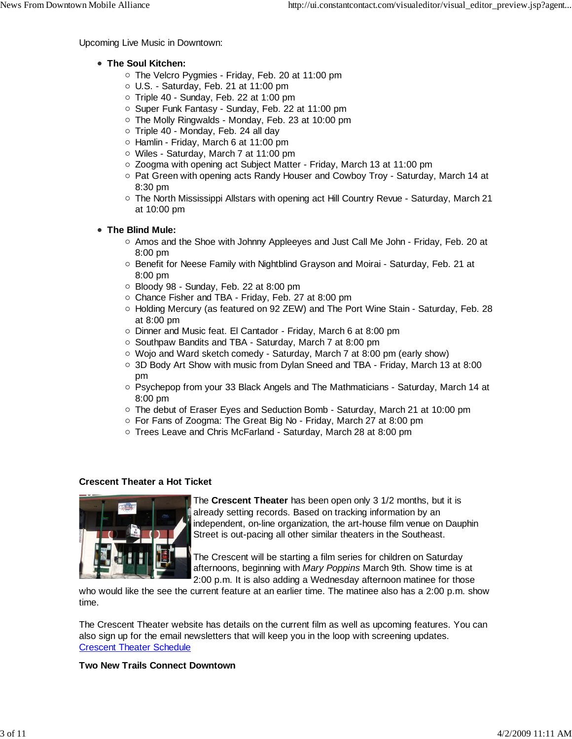Upcoming Live Music in Downtown:

- **The Soul Kitchen:**
  - The Velcro Pygmies - Friday, Feb. 20 at 11:00 pm
  - U.S. - Saturday, Feb. 21 at 11:00 pm
  - Triple 40 - Sunday, Feb. 22 at 1:00 pm
  - Super Funk Fantasy - Sunday, Feb. 22 at 11:00 pm
  - The Molly Ringwalds - Monday, Feb. 23 at 10:00 pm
  - Triple 40 - Monday, Feb. 24 all day
  - Hamlin - Friday, March 6 at 11:00 pm
  - Wiles - Saturday, March 7 at 11:00 pm
  - Zoogma with opening act Subject Matter - Friday, March 13 at 11:00 pm
  - Pat Green with opening acts Randy Houser and Cowboy Troy - Saturday, March 14 at 8:30 pm
  - The North Mississippi Allstars with opening act Hill Country Revue - Saturday, March 21 at 10:00 pm

- **The Blind Mule:**
  - Amos and the Shoe with Johnny Appleeyes and Just Call Me John - Friday, Feb. 20 at 8:00 pm
  - Benefit for Neese Family with Nightblind Grayson and Moirai - Saturday, Feb. 21 at 8:00 pm
  - Bloody 98 - Sunday, Feb. 22 at 8:00 pm
  - Chance Fisher and TBA - Friday, Feb. 27 at 8:00 pm
  - Holding Mercury (as featured on 92 ZEW) and The Port Wine Stain - Saturday, Feb. 28 at 8:00 pm
  - Dinner and Music feat. El Cantador - Friday, March 6 at 8:00 pm
  - Southpaw Bandits and TBA - Saturday, March 7 at 8:00 pm
  - Wojo and Ward sketch comedy - Saturday, March 7 at 8:00 pm (early show)
  - 3D Body Art Show with music from Dylan Sneed and TBA - Friday, March 13 at 8:00 pm
  - Psychepop from your 33 Black Angels and The Mathmaticians - Saturday, March 14 at 8:00 pm
  - The debut of Eraser Eyes and Seduction Bomb - Saturday, March 21 at 10:00 pm
  - For Fans of Zoogma: The Great Big No - Friday, March 27 at 8:00 pm
  - Trees Leave and Chris McFarland - Saturday, March 28 at 8:00 pm

**Crescent Theater a Hot Ticket**

The **Crescent Theater** has been open only 3 1/2 months, but it is already setting records. Based on tracking information by an independent, on-line organization, the art-house film venue on Dauphin Street is out-pacing all other similar theaters in the Southeast.

The Crescent will be starting a film series for children on Saturday afternoons, beginning with *Mary Poppins* March 9th. Show time is at 2:00 p.m. It is also adding a Wednesday afternoon matinee for those who would like the see the current feature at an earlier time. The matinee also has a 2:00 p.m. show time.

The Crescent Theater website has details on the current film as well as upcoming features. You can also sign up for the email newsletters that will keep you in the loop with screening updates.
Crescent Theater Schedule

**Two New Trails Connect Downtown**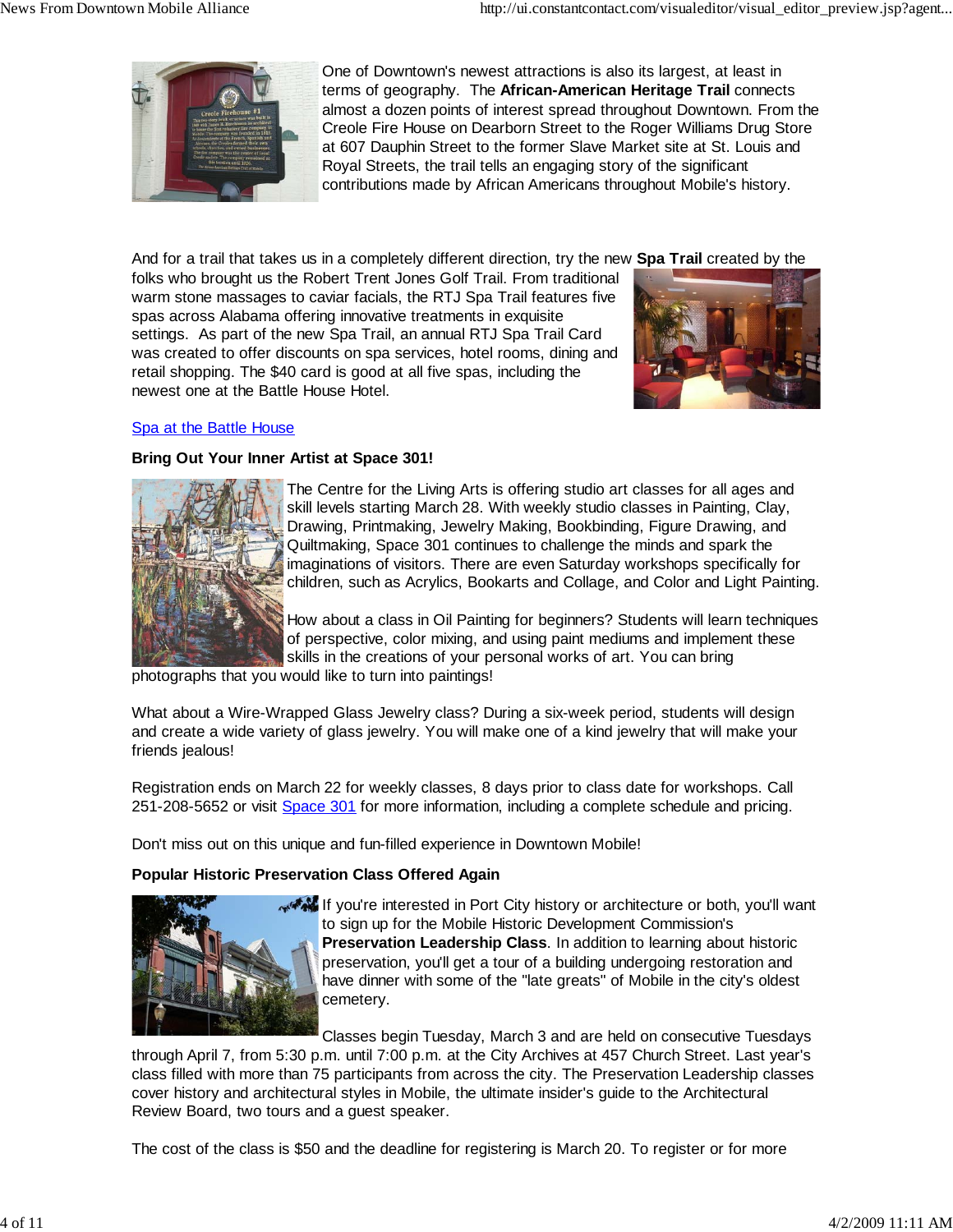One of Downtown's newest attractions is also its largest, at least in terms of geography. The **African-American Heritage Trail** connects almost a dozen points of interest spread throughout Downtown. From the Creole Fire House on Dearborn Street to the Roger Williams Drug Store at 607 Dauphin Street to the former Slave Market site at St. Louis and Royal Streets, the trail tells an engaging story of the significant contributions made by African Americans throughout Mobile's history.

And for a trail that takes us in a completely different direction, try the new **Spa Trail** created by the folks who brought us the Robert Trent Jones Golf Trail. From traditional warm stone massages to caviar facials, the RTJ Spa Trail features five spas across Alabama offering innovative treatments in exquisite settings. As part of the new Spa Trail, an annual RTJ Spa Trail Card was created to offer discounts on spa services, hotel rooms, dining and retail shopping. The $40 card is good at all five spas, including the newest one at the Battle House Hotel.

Spa at the Battle House

**Bring Out Your Inner Artist at Space 301!**

The Centre for the Living Arts is offering studio art classes for all ages and skill levels starting March 28. With weekly studio classes in Painting, Clay, Drawing, Printmaking, Jewelry Making, Bookbinding, Figure Drawing, and Quiltmaking, Space 301 continues to challenge the minds and spark the imaginations of visitors. There are even Saturday workshops specifically for children, such as Acrylics, Bookarts and Collage, and Color and Light Painting.

How about a class in Oil Painting for beginners? Students will learn techniques of perspective, color mixing, and using paint mediums and implement these skills in the creations of your personal works of art. You can bring photographs that you would like to turn into paintings!

What about a Wire-Wrapped Glass Jewelry class? During a six-week period, students will design and create a wide variety of glass jewelry. You will make one of a kind jewelry that will make your friends jealous!

Registration ends on March 22 for weekly classes, 8 days prior to class date for workshops. Call 251-208-5652 or visit Space 301 for more information, including a complete schedule and pricing.

Don't miss out on this unique and fun-filled experience in Downtown Mobile!

**Popular Historic Preservation Class Offered Again**

If you're interested in Port City history or architecture or both, you'll want to sign up for the Mobile Historic Development Commission's **Preservation Leadership Class**. In addition to learning about historic preservation, you'll get a tour of a building undergoing restoration and have dinner with some of the "late greats" of Mobile in the city's oldest cemetery.

Classes begin Tuesday, March 3 and are held on consecutive Tuesdays through April 7, from 5:30 p.m. until 7:00 p.m. at the City Archives at 457 Church Street. Last year's class filled with more than 75 participants from across the city. The Preservation Leadership classes cover history and architectural styles in Mobile, the ultimate insider's guide to the Architectural Review Board, two tours and a guest speaker.

The cost of the class is $50 and the deadline for registering is March 20. To register or for more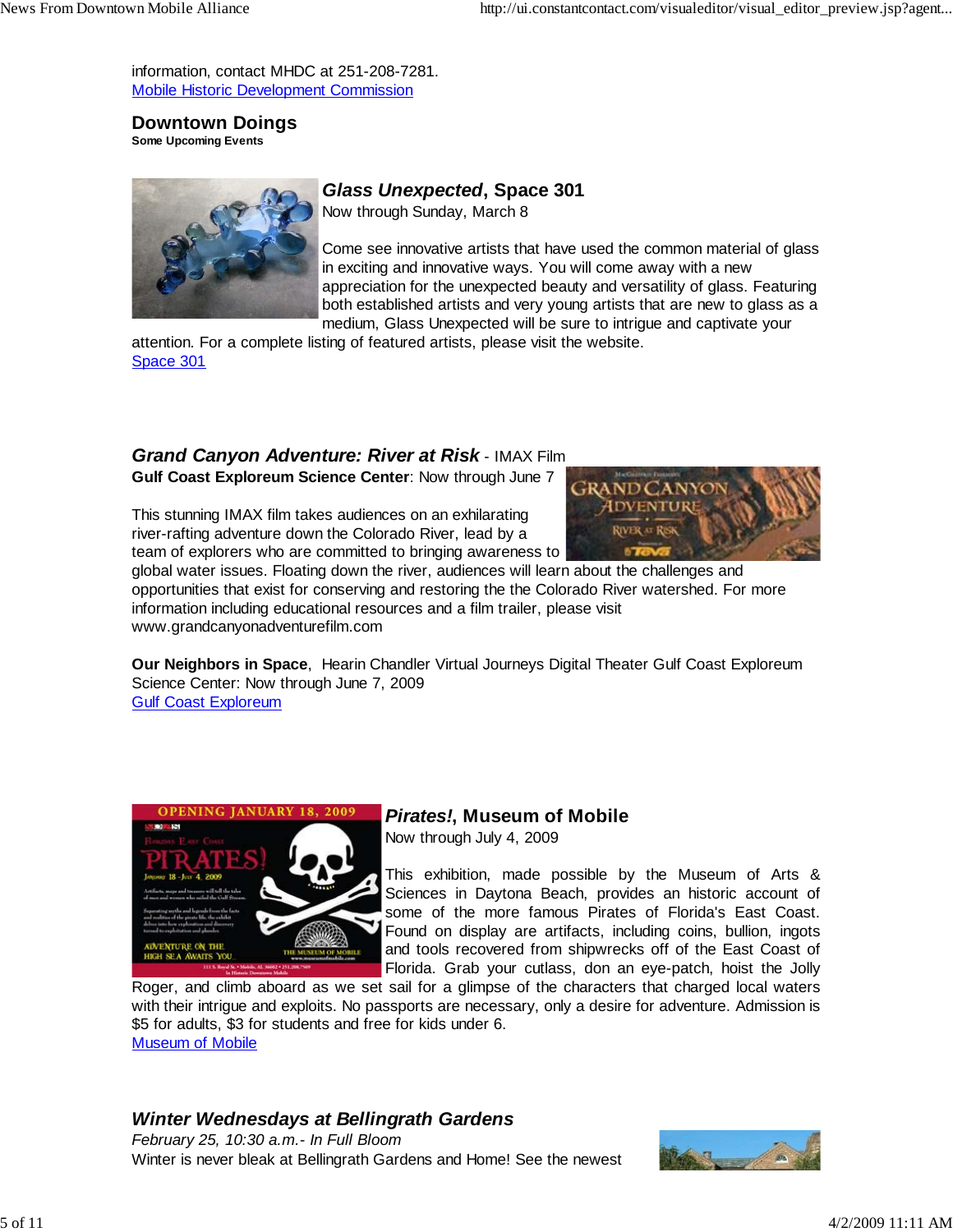information, contact MHDC at 251-208-7281.
[Mobile Historic Development Commission]

## Downtown Doings

**Some Upcoming Events**

### ***Glass Unexpected*, Space 301**

Now through Sunday, March 8

Come see innovative artists that have used the common material of glass in exciting and innovative ways. You will come away with a new appreciation for the unexpected beauty and versatility of glass. Featuring both established artists and very young artists that are new to glass as a medium, Glass Unexpected will be sure to intrigue and captivate your attention. For a complete listing of featured artists, please visit the website.
[Space 301]

### ***Grand Canyon Adventure: River at Risk*** - IMAX Film

**Gulf Coast Exploreum Science Center**: Now through June 7

This stunning IMAX film takes audiences on an exhilarating river-rafting adventure down the Colorado River, lead by a team of explorers who are committed to bringing awareness to global water issues. Floating down the river, audiences will learn about the challenges and opportunities that exist for conserving and restoring the the Colorado River watershed. For more information including educational resources and a film trailer, please visit www.grandcanyonadventurefilm.com

**Our Neighbors in Space**, Hearin Chandler Virtual Journeys Digital Theater Gulf Coast Exploreum Science Center: Now through June 7, 2009
[Gulf Coast Exploreum]

### ***Pirates!*, Museum of Mobile**

Now through July 4, 2009

This exhibition, made possible by the Museum of Arts & Sciences in Daytona Beach, provides an historic account of some of the more famous Pirates of Florida's East Coast. Found on display are artifacts, including coins, bullion, ingots and tools recovered from shipwrecks off of the East Coast of Florida. Grab your cutlass, don an eye-patch, hoist the Jolly Roger, and climb aboard as we set sail for a glimpse of the characters that charged local waters with their intrigue and exploits. No passports are necessary, only a desire for adventure. Admission is $5 for adults, $3 for students and free for kids under 6.
[Museum of Mobile]

### ***Winter Wednesdays at Bellingrath Gardens***

*February 25, 10:30 a.m.- In Full Bloom*
Winter is never bleak at Bellingrath Gardens and Home! See the newest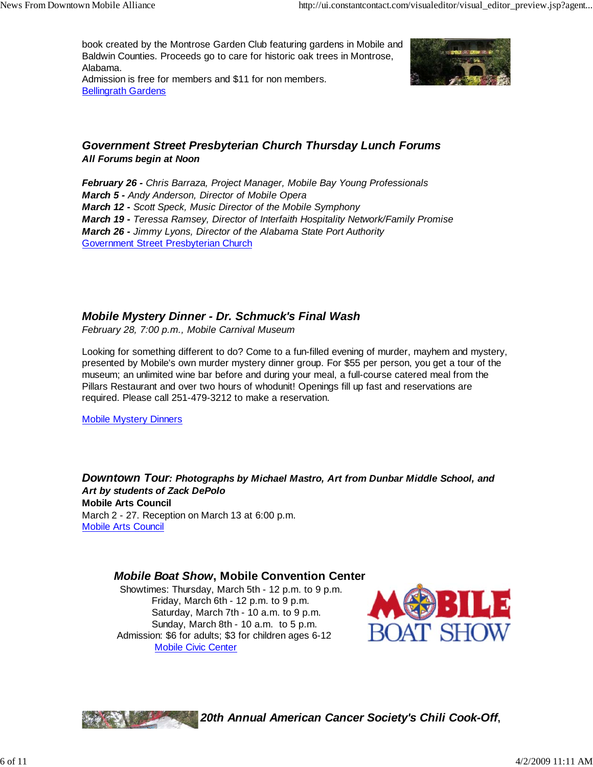book created by the Montrose Garden Club featuring gardens in Mobile and Baldwin Counties. Proceeds go to care for historic oak trees in Montrose, Alabama.
Admission is free for members and $11 for non members.
Bellingrath Gardens

### *Government Street Presbyterian Church Thursday Lunch Forums*

***All Forums begin at Noon***

***February 26 -*** *Chris Barraza, Project Manager, Mobile Bay Young Professionals*
***March 5 -*** *Andy Anderson, Director of Mobile Opera*
***March 12 -*** *Scott Speck, Music Director of the Mobile Symphony*
***March 19 -*** *Teressa Ramsey, Director of Interfaith Hospitality Network/Family Promise*
***March 26 -*** *Jimmy Lyons, Director of the Alabama State Port Authority*
Government Street Presbyterian Church

### *Mobile Mystery Dinner - Dr. Schmuck's Final Wash*

*February 28, 7:00 p.m., Mobile Carnival Museum*

Looking for something different to do? Come to a fun-filled evening of murder, mayhem and mystery, presented by Mobile's own murder mystery dinner group. For $55 per person, you get a tour of the museum; an unlimited wine bar before and during your meal, a full-course catered meal from the Pillars Restaurant and over two hours of whodunit! Openings fill up fast and reservations are required. Please call 251-479-3212 to make a reservation.

Mobile Mystery Dinners

### *Downtown Tour: Photographs by Michael Mastro, Art from Dunbar Middle School, and Art by students of Zack DePolo*

**Mobile Arts Council**
March 2 - 27. Reception on March 13 at 6:00 p.m.
Mobile Arts Council

### *Mobile Boat Show*, Mobile Convention Center

Showtimes: Thursday, March 5th - 12 p.m. to 9 p.m.
Friday, March 6th - 12 p.m. to 9 p.m.
Saturday, March 7th - 10 a.m. to 9 p.m.
Sunday, March 8th - 10 a.m. to 5 p.m.
Admission: $6 for adults; $3 for children ages 6-12
Mobile Civic Center

### *20th Annual American Cancer Society's Chili Cook-Off*,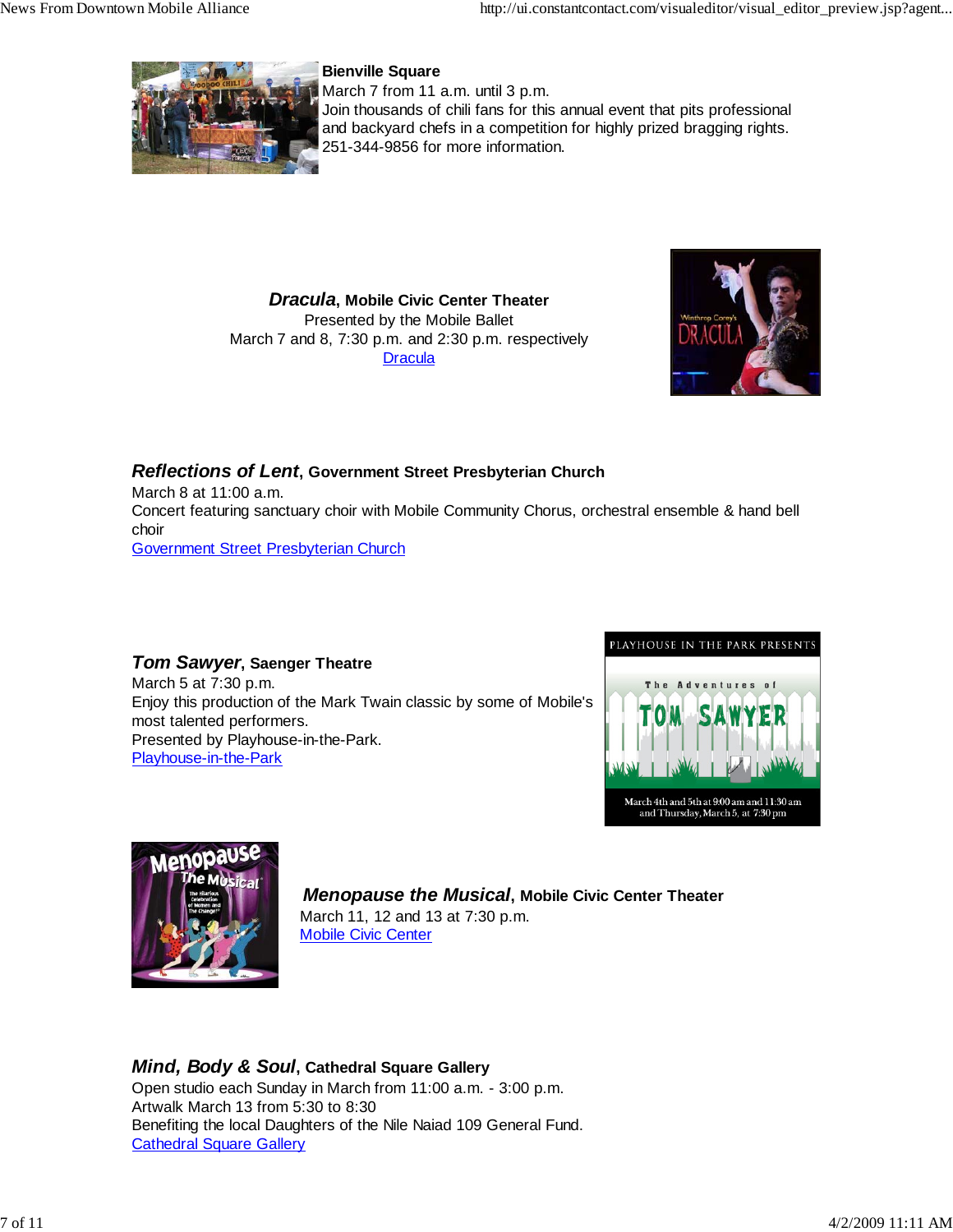**Bienville Square**
March 7 from 11 a.m. until 3 p.m.
Join thousands of chili fans for this annual event that pits professional and backyard chefs in a competition for highly prized bragging rights.
251-344-9856 for more information.

***Dracula*, Mobile Civic Center Theater**
Presented by the Mobile Ballet
March 7 and 8, 7:30 p.m. and 2:30 p.m. respectively
[Dracula]

***Reflections of Lent*, Government Street Presbyterian Church**
March 8 at 11:00 a.m.
Concert featuring sanctuary choir with Mobile Community Chorus, orchestral ensemble & hand bell choir
[Government Street Presbyterian Church]

***Tom Sawyer*, Saenger Theatre**
March 5 at 7:30 p.m.
Enjoy this production of the Mark Twain classic by some of Mobile's most talented performers.
Presented by Playhouse-in-the-Park.
[Playhouse-in-the-Park]

***Menopause the Musical*, Mobile Civic Center Theater**
March 11, 12 and 13 at 7:30 p.m.
[Mobile Civic Center]

***Mind, Body & Soul*, Cathedral Square Gallery**
Open studio each Sunday in March from 11:00 a.m. - 3:00 p.m.
Artwalk March 13 from 5:30 to 8:30
Benefiting the local Daughters of the Nile Naiad 109 General Fund.
[Cathedral Square Gallery]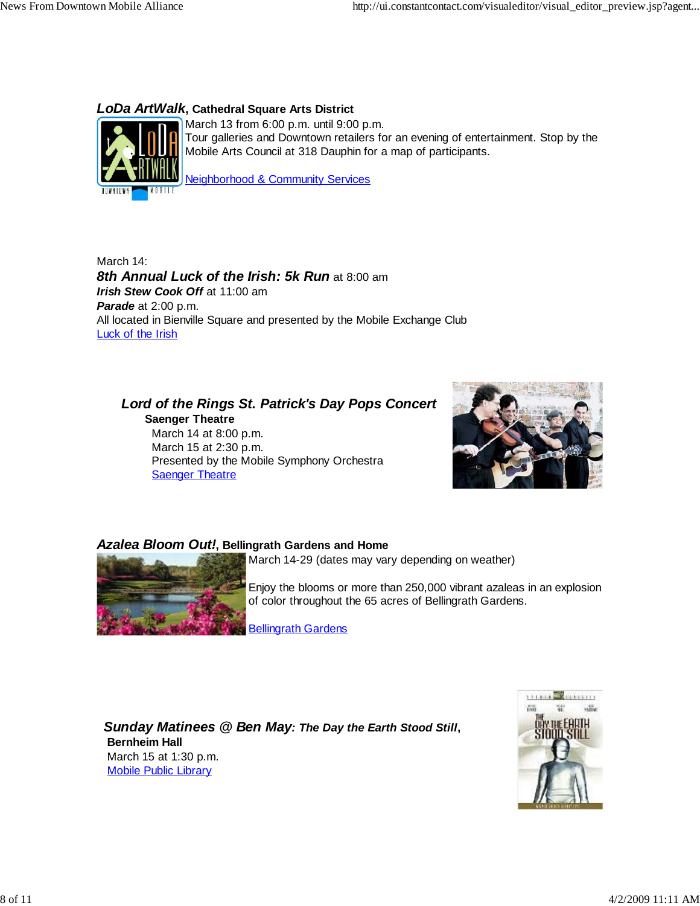***LoDa ArtWalk*, Cathedral Square Arts District**

March 13 from 6:00 p.m. until 9:00 p.m.
Tour galleries and Downtown retailers for an evening of entertainment. Stop by the Mobile Arts Council at 318 Dauphin for a map of participants.

Neighborhood & Community Services

March 14:
***8th Annual Luck of the Irish: 5k Run*** at 8:00 am
***Irish Stew Cook Off*** at 11:00 am
***Parade*** at 2:00 p.m.
All located in Bienville Square and presented by the Mobile Exchange Club
Luck of the Irish

***Lord of the Rings St. Patrick's Day Pops Concert***
**Saenger Theatre**
March 14 at 8:00 p.m.
March 15 at 2:30 p.m.
Presented by the Mobile Symphony Orchestra
Saenger Theatre

***Azalea Bloom Out!*, Bellingrath Gardens and Home**

March 14-29 (dates may vary depending on weather)

Enjoy the blooms or more than 250,000 vibrant azaleas in an explosion of color throughout the 65 acres of Bellingrath Gardens.

Bellingrath Gardens

***Sunday Matinees @ Ben May: The Day the Earth Stood Still*,**
**Bernheim Hall**
March 15 at 1:30 p.m.
Mobile Public Library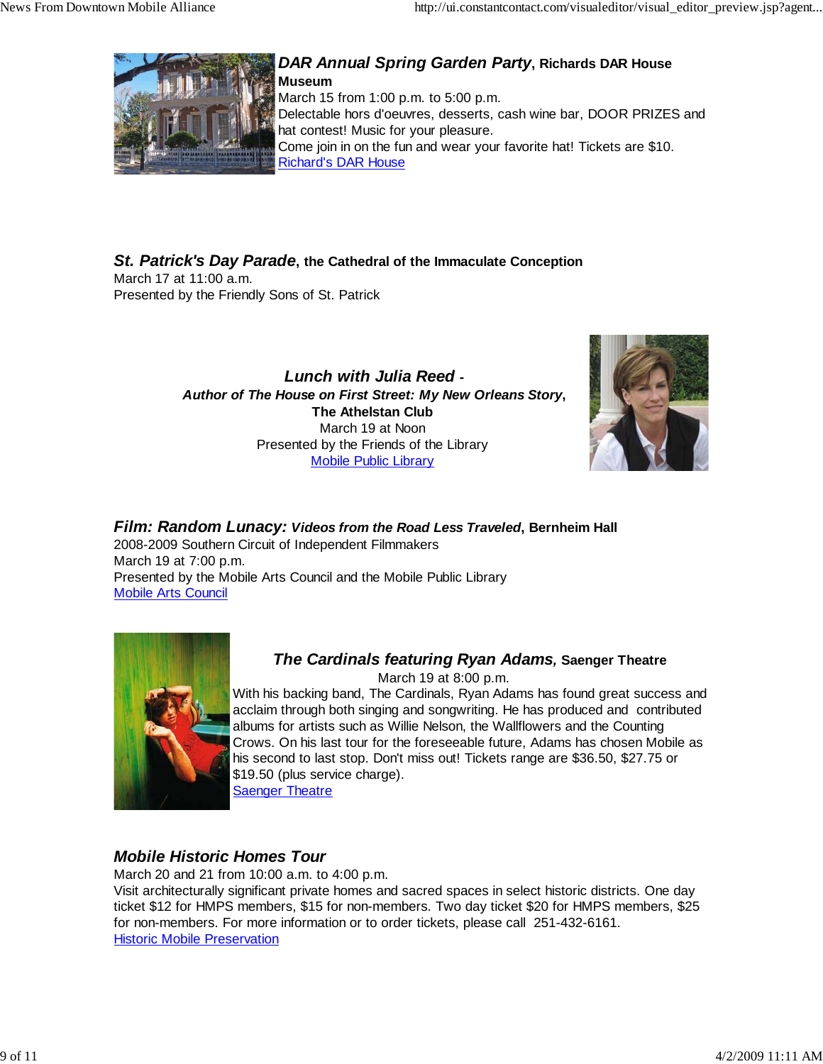***DAR Annual Spring Garden Party*, Richards DAR House Museum**
March 15 from 1:00 p.m. to 5:00 p.m.
Delectable hors d'oeuvres, desserts, cash wine bar, DOOR PRIZES and hat contest! Music for your pleasure.
Come join in on the fun and wear your favorite hat! Tickets are $10.
Richard's DAR House

***St. Patrick's Day Parade*, the Cathedral of the Immaculate Conception**
March 17 at 11:00 a.m.
Presented by the Friendly Sons of St. Patrick

***Lunch with Julia Reed - Author of The House on First Street: My New Orleans Story*, The Athelstan Club**
March 19 at Noon
Presented by the Friends of the Library
Mobile Public Library

***Film: Random Lunacy: Videos from the Road Less Traveled*, Bernheim Hall**
2008-2009 Southern Circuit of Independent Filmmakers
March 19 at 7:00 p.m.
Presented by the Mobile Arts Council and the Mobile Public Library
Mobile Arts Council

***The Cardinals featuring Ryan Adams*, Saenger Theatre**
March 19 at 8:00 p.m.
With his backing band, The Cardinals, Ryan Adams has found great success and acclaim through both singing and songwriting. He has produced and contributed albums for artists such as Willie Nelson, the Wallflowers and the Counting Crows. On his last tour for the foreseeable future, Adams has chosen Mobile as his second to last stop. Don't miss out! Tickets range are $36.50, $27.75 or $19.50 (plus service charge).
Saenger Theatre

***Mobile Historic Homes Tour***
March 20 and 21 from 10:00 a.m. to 4:00 p.m.
Visit architecturally significant private homes and sacred spaces in select historic districts. One day ticket $12 for HMPS members, $15 for non-members. Two day ticket $20 for HMPS members, $25 for non-members. For more information or to order tickets, please call 251-432-6161.
Historic Mobile Preservation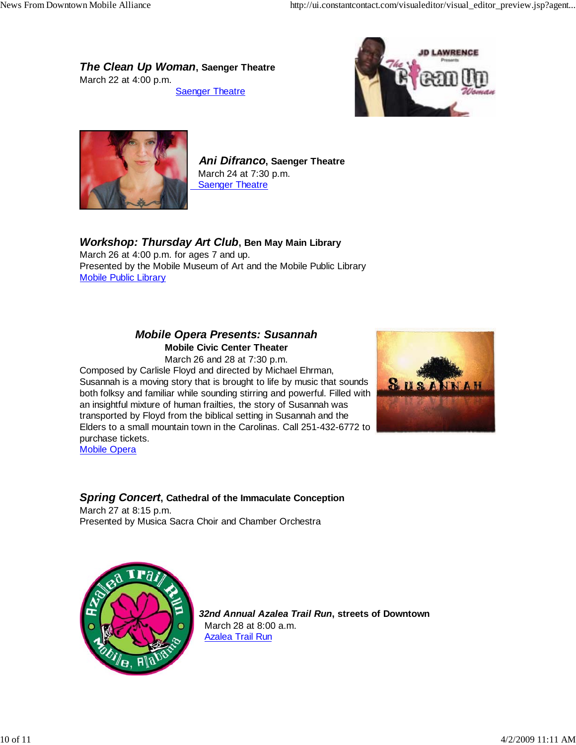***The Clean Up Woman*, Saenger Theatre**
March 22 at 4:00 p.m.
Saenger Theatre

***Ani Difranco*, Saenger Theatre**
March 24 at 7:30 p.m.
Saenger Theatre

***Workshop: Thursday Art Club*, Ben May Main Library**
March 26 at 4:00 p.m. for ages 7 and up.
Presented by the Mobile Museum of Art and the Mobile Public Library
Mobile Public Library

***Mobile Opera Presents: Susannah***
**Mobile Civic Center Theater**
March 26 and 28 at 7:30 p.m.
Composed by Carlisle Floyd and directed by Michael Ehrman, Susannah is a moving story that is brought to life by music that sounds both folksy and familiar while sounding stirring and powerful. Filled with an insightful mixture of human frailties, the story of Susannah was transported by Floyd from the biblical setting in Susannah and the Elders to a small mountain town in the Carolinas. Call 251-432-6772 to purchase tickets.
Mobile Opera

***Spring Concert*, Cathedral of the Immaculate Conception**
March 27 at 8:15 p.m.
Presented by Musica Sacra Choir and Chamber Orchestra

***32nd Annual Azalea Trail Run*, streets of Downtown**
March 28 at 8:00 a.m.
Azalea Trail Run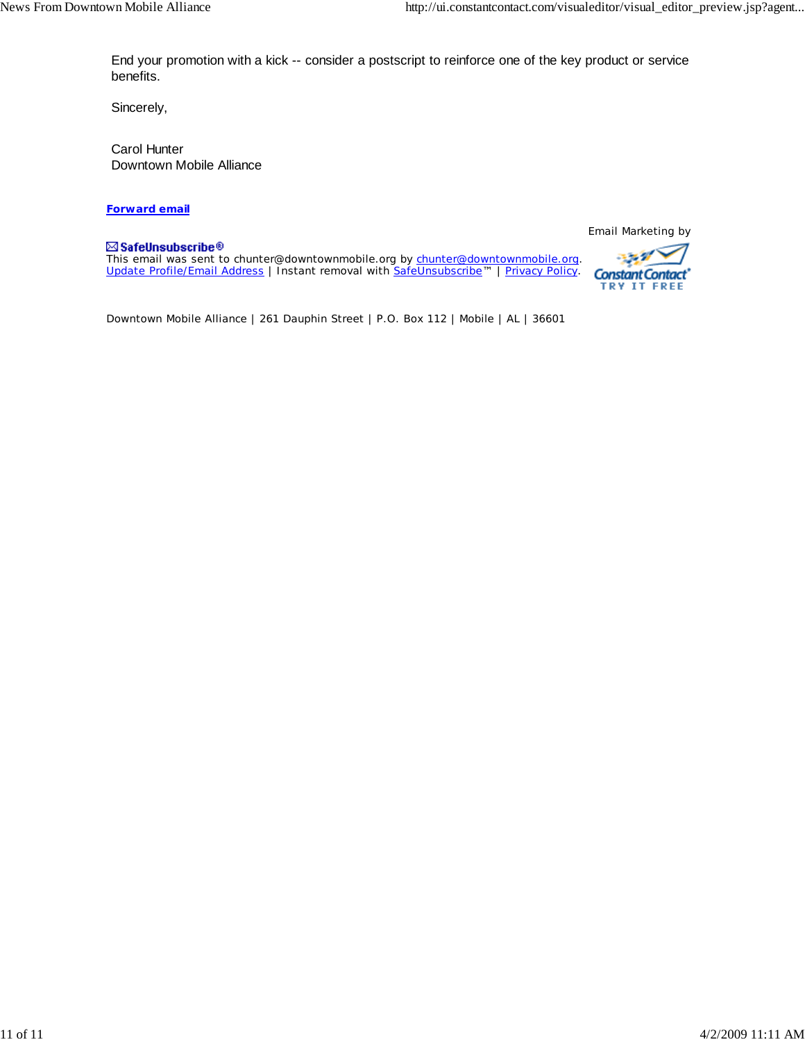End your promotion with a kick -- consider a postscript to reinforce one of the key product or service benefits.

Sincerely,

Carol Hunter
Downtown Mobile Alliance

**Forward email**

Email Marketing by

**SafeUnsubscribe®**
This email was sent to chunter@downtownmobile.org by chunter@downtownmobile.org.
Update Profile/Email Address | Instant removal with SafeUnsubscribe™ | Privacy Policy.

Constant Contact
TRY IT FREE

Downtown Mobile Alliance | 261 Dauphin Street | P.O. Box 112 | Mobile | AL | 36601